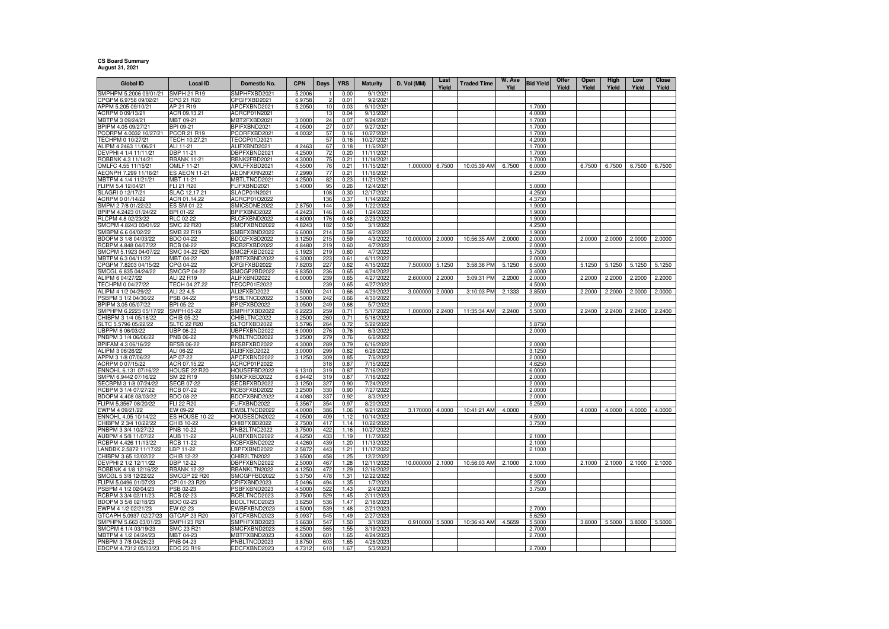**CS Board Summary**
**August 31, 2021**

| Global ID | Local ID | Domestic No. | CPN | Days | YRS | Maturity | D. Vol (MM) | Last Yield | Traded Time | W. Ave Yld | Bid Yield | Offer Yield | Open Yield | High Yield | Low Yield | Close Yield |
|---|---|---|---|---|---|---|---|---|---|---|---|---|---|---|---|---|
| SMPHPM 5.2006 09/01/21 | SMPH 21 R19 | SMPHFXBD2021 | 5.2006 | 1 | 0.00 | 9/1/2021 | | | | | | | | | | |
| CPGPM 6.9758 09/02/21 | CPG 21 R20 | CPGIFXBD2021 | 6.9758 | 2 | 0.01 | 9/2/2021 | | | | | | | | | | |
| APPM 5.205 09/10/21 | AP 21 R19 | APCFXBND2021 | 5.2050 | 10 | 0.03 | 9/10/2021 | | | | | 1.7000 | | | | | |
| ACRPM 0 09/13/21 | ACR 09.13.21 | ACRCP01N2021 | | 13 | 0.04 | 9/13/2021 | | | | | 4.0000 | | | | | |
| MBTPM 3 09/24/21 | MBT 09-21 | MBT2FXBD2021 | 3.0000 | 24 | 0.07 | 9/24/2021 | | | | | 1.7000 | | | | | |
| BPIPM 4.05 09/27/21 | BPI 09-21 | BPIFXBND2021 | 4.0500 | 27 | 0.07 | 9/27/2021 | | | | | 1.7000 | | | | | |
| PCORPM 4.0032 10/27/21 | PCOR 21 R19 | PCORFXBD2021 | 4.0032 | 57 | 0.16 | 10/27/2021 | | | | | 1.7000 | | | | | |
| TECHPM 0 10/27/21 | TECH 10.27.21 | TECCP01D2021 | | 57 | 0.16 | 10/27/2021 | | | | | 4.2000 | | | | | |
| ALIPM 4.2463 11/06/21 | ALI 11-21 | ALIFXBND2021 | 4.2463 | 67 | 0.18 | 11/6/2021 | | | | | 1.7000 | | | | | |
| DEVPHI 4 1/4 11/11/21 | DBP 11-21 | DBPFXBND2021 | 4.2500 | 72 | 0.20 | 11/11/2021 | | | | | 1.7000 | | | | | |
| ROBBNK 4.3 11/14/21 | RBANK 11-21 | RBNK2FBD2021 | 4.3000 | 75 | 0.21 | 11/14/2021 | | | | | 1.7000 | | | | | |
| OMLFC 4.55 11/15/21 | OMLF 11-21 | OMLFFXBD2021 | 4.5500 | 76 | 0.21 | 11/15/2021 | 1.000000 | 6.7500 | 10:05:39 AM | 6.7500 | 6.0000 | | 6.7500 | 6.7500 | 6.7500 | 6.7500 |
| AEONPH 7.299 11/16/21 | ES AEON 11-21 | AEONFXRN2021 | 7.2990 | 77 | 0.21 | 11/16/2021 | | | | | 9.2500 | | | | | |
| MBTPM 4 1/4 11/21/21 | MBT 11-21 | MBTLTNCD2021 | 4.2500 | 82 | 0.23 | 11/21/2021 | | | | | | | | | | |
| FLIPM 5.4 12/04/21 | FLI 21 R20 | FLIFXBND2021 | 5.4000 | 95 | 0.26 | 12/4/2021 | | | | | 5.0000 | | | | | |
| SLAGRI 0 12/17/21 | SLAC 12.17.21 | SLACP01N2021 | | 108 | 0.30 | 12/17/2021 | | | | | 4.2500 | | | | | |
| ACRPM 0 01/14/22 | ACR 01.14.22 | ACRCP01O2022 | | 136 | 0.37 | 1/14/2022 | | | | | 4.3750 | | | | | |
| SMPM 2 7/8 01/22/22 | ES SM 01-22 | SMICSDNE2022 | 2.8750 | 144 | 0.39 | 1/22/2022 | | | | | 1.9000 | | | | | |
| BPIPM 4.2423 01/24/22 | BPI 01-22 | BPIFXBND2022 | 4.2423 | 146 | 0.40 | 1/24/2022 | | | | | 1.9000 | | | | | |
| RLCPM 4.8 02/23/22 | RLC 02-22 | RLCFXBND2022 | 4.8000 | 176 | 0.48 | 2/23/2022 | | | | | 1.9000 | | | | | |
| SMCPM 4.8243 03/01/22 | SMC 22 R20 | SMCFXBND2022 | 4.8243 | 182 | 0.50 | 3/1/2022 | | | | | 4.2500 | | | | | |
| SMBPM 6.6 04/02/22 | SMB 22 R19 | SMBFXBND2022 | 6.6000 | 214 | 0.59 | 4/2/2022 | | | | | 1.9000 | | | | | |
| BDOPM 3 1/8 04/03/22 | BDO 04-22 | BDO2FXBD2022 | 3.1250 | 215 | 0.59 | 4/3/2022 | 10.000000 | 2.0000 | 10:56:35 AM | 2.0000 | 2.0000 | | 2.0000 | 2.0000 | 2.0000 | 2.0000 |
| RCBPM 4.848 04/07/22 | RCB 04-22 | RCB2FXBD2022 | 4.8480 | 219 | 0.60 | 4/7/2022 | | | | | 2.0000 | | | | | |
| SMCPM 5.1923 04/07/22 | SMC 04-22 R20 | SMC2FXBD2022 | 5.1923 | 219 | 0.60 | 4/7/2022 | | | | | 5.7500 | | | | | |
| MBTPM 6.3 04/11/22 | MBT 04-22 | MBTFXBND2022 | 6.3000 | 223 | 0.61 | 4/11/2022 | | | | | 2.0000 | | | | | |
| CPGPM 7.8203 04/15/22 | CPG 04-22 | CPGIFXBD2022 | 7.8203 | 227 | 0.62 | 4/15/2022 | 7.500000 | 5.1250 | 3:58:36 PM | 5.1250 | 6.5000 | | 5.1250 | 5.1250 | 5.1250 | 5.1250 |
| SMCGL 6.835 04/24/22 | SMCGP 04-22 | SMCGP2BD2022 | 6.8350 | 236 | 0.65 | 4/24/2022 | | | | | 3.4000 | | | | | |
| ALIPM 6 04/27/22 | ALI 22 R19 | ALIFXBND2022 | 6.0000 | 239 | 0.65 | 4/27/2022 | 2.600000 | 2.2000 | 3:09:31 PM | 2.2000 | 2.0000 | | 2.2000 | 2.2000 | 2.2000 | 2.2000 |
| TECHPM 0 04/27/22 | TECH 04.27.22 | TECCP01E2022 | | 239 | 0.65 | 4/27/2022 | | | | | 4.5000 | | | | | |
| ALIPM 4 1/2 04/29/22 | ALI 22 4.5 | ALI2FXBD2022 | 4.5000 | 241 | 0.66 | 4/29/2022 | 3.000000 | 2.0000 | 3:10:03 PM | 2.1333 | 3.8500 | | 2.2000 | 2.2000 | 2.0000 | 2.0000 |
| PSBPM 3 1/2 04/30/22 | PSB 04-22 | PSBLTNCD2022 | 3.5000 | 242 | 0.66 | 4/30/2022 | | | | | | | | | | |
| BPIPM 3.05 05/07/22 | BPI 05-22 | BPI2FXBD2022 | 3.0500 | 249 | 0.68 | 5/7/2022 | | | | | 2.0000 | | | | | |
| SMPHPM 6.2223 05/17/22 | SMPH 05-22 | SMPHFXBD2022 | 6.2223 | 259 | 0.71 | 5/17/2022 | 1.000000 | 2.2400 | 11:35:34 AM | 2.2400 | 5.5000 | | 2.2400 | 2.2400 | 2.2400 | 2.2400 |
| CHIBPM 3 1/4 05/18/22 | CHIB 05-22 | CHIBLTNC2022 | 3.2500 | 260 | 0.71 | 5/18/2022 | | | | | | | | | | |
| SLTC 5.5796 05/22/22 | SLTC 22 R20 | SLTCFXBD2022 | 5.5796 | 264 | 0.72 | 5/22/2022 | | | | | 5.8750 | | | | | |
| UBPPM 6 06/03/22 | UBP 06-22 | UBPFXBND2022 | 6.0000 | 276 | 0.76 | 6/3/2022 | | | | | 2.0000 | | | | | |
| PNBPM 3 1/4 06/06/22 | PNB 06-22 | PNBLTNCD2022 | 3.2500 | 279 | 0.76 | 6/6/2022 | | | | | | | | | | |
| BPIFAM 4.3 06/16/22 | BFSB 06-22 | BFSBFXBD2022 | 4.3000 | 289 | 0.79 | 6/16/2022 | | | | | 2.0000 | | | | | |
| ALIPM 3 06/26/22 | ALI 06-22 | ALI3FXBD2022 | 3.0000 | 299 | 0.82 | 6/26/2022 | | | | | 3.1250 | | | | | |
| APPM 3 1/8 07/06/22 | AP 07-22 | APCFXBND2022 | 3.1250 | 309 | 0.85 | 7/6/2022 | | | | | 2.0000 | | | | | |
| ACRPM 0 07/15/22 | ACR 07.15.22 | ACRCP01P2022 | | 318 | 0.87 | 7/15/2022 | | | | | 4.6250 | | | | | |
| ENNOHL 6.131 07/16/22 | HOUSE 22 R20 | HOUSEFBD2022 | 6.1310 | 319 | 0.87 | 7/16/2022 | | | | | 6.0000 | | | | | |
| SMPM 6.9442 07/16/22 | SM 22 R19 | SMICFXBD2022 | 6.9442 | 319 | 0.87 | 7/16/2022 | | | | | 2.0000 | | | | | |
| SECBPM 3 1/8 07/24/22 | SECB 07-22 | SECBFXBD2022 | 3.1250 | 327 | 0.90 | 7/24/2022 | | | | | 2.0000 | | | | | |
| RCBPM 3 1/4 07/27/22 | RCB 07-22 | RCB3FXBD2022 | 3.2500 | 330 | 0.90 | 7/27/2022 | | | | | 2.0000 | | | | | |
| BDOPM 4.408 08/03/22 | BDO 08-22 | BDOFXBND2022 | 4.4080 | 337 | 0.92 | 8/3/2022 | | | | | 2.0000 | | | | | |
| FLIPM 5.3567 08/20/22 | FLI 22 R20 | FLIFXBND2022 | 5.3567 | 354 | 0.97 | 8/20/2022 | | | | | 5.2500 | | | | | |
| EWPM 4 09/21/22 | EW 09-22 | EWBLTNCD2022 | 4.0000 | 386 | 1.06 | 9/21/2022 | 3.170000 | 4.0000 | 10:41:21 AM | 4.0000 | | | 4.0000 | 4.0000 | 4.0000 | 4.0000 |
| ENNOHL 4.05 10/14/22 | ES HOUSE 10-22 | HOUSESDN2022 | 4.0500 | 409 | 1.12 | 10/14/2022 | | | | | 4.5000 | | | | | |
| CHIBPM 2 3/4 10/22/22 | CHIB 10-22 | CHIBFXBD2022 | 2.7500 | 417 | 1.14 | 10/22/2022 | | | | | 3.7500 | | | | | |
| PNBPM 3 3/4 10/27/22 | PNB 10-22 | PNB2LTNC2022 | 3.7500 | 422 | 1.16 | 10/27/2022 | | | | | | | | | | |
| AUBPM 4 5/8 11/07/22 | AUB 11-22 | AUBFXBND2022 | 4.6250 | 433 | 1.19 | 11/7/2022 | | | | | 2.1000 | | | | | |
| RCBPM 4.426 11/13/22 | RCB 11-22 | RCBFXBND2022 | 4.4260 | 439 | 1.20 | 11/13/2022 | | | | | 2.1000 | | | | | |
| LANDBK 2.5872 11/17/22 | LBP 11-22 | LBPFXBND2022 | 2.5872 | 443 | 1.21 | 11/17/2022 | | | | | 2.1000 | | | | | |
| CHIBPM 3.65 12/02/22 | CHIB 12-22 | CHIB2LTN2022 | 3.6500 | 458 | 1.25 | 12/2/2022 | | | | | | | | | | |
| DEVPHI 2 1/2 12/11/22 | DBP 12-22 | DBPFXBND2022 | 2.5000 | 467 | 1.28 | 12/11/2022 | 10.000000 | 2.1000 | 10:56:03 AM | 2.1000 | 2.1000 | | 2.1000 | 2.1000 | 2.1000 | 2.1000 |
| ROBBNK 4 1/8 12/16/22 | RBANK 12-22 | RBANKLTN2022 | 4.1250 | 472 | 1.29 | 12/16/2022 | | | | | | | | | | |
| SMCGL 5 3/8 12/22/22 | SMCGP 22 R20 | SMCGPFBD2022 | 5.3750 | 478 | 1.31 | 12/22/2022 | | | | | 6.5000 | | | | | |
| FLIPM 5.0496 01/07/23 | CPI 01-23 R20 | CPIFXBND2023 | 5.0496 | 494 | 1.35 | 1/7/2023 | | | | | 5.2500 | | | | | |
| PSBPM 4 1/2 02/04/23 | PSB 02-23 | PSBFXBND2023 | 4.5000 | 522 | 1.43 | 2/4/2023 | | | | | 3.7500 | | | | | |
| RCBPM 3 3/4 02/11/23 | RCB 02-23 | RCBLTNCD2023 | 3.7500 | 529 | 1.45 | 2/11/2023 | | | | | | | | | | |
| BDOPM 3 5/8 02/18/23 | BDO 02-23 | BDOLTNCD2023 | 3.6250 | 536 | 1.47 | 2/18/2023 | | | | | | | | | | |
| EWPM 4 1/2 02/21/23 | EW 02-23 | EWBFXBND2023 | 4.5000 | 539 | 1.48 | 2/21/2023 | | | | | 2.7000 | | | | | |
| GTCAPH 5.0937 02/27/23 | GTCAP 23 R20 | GTCFXBND2023 | 5.0937 | 545 | 1.49 | 2/27/2023 | | | | | 5.6250 | | | | | |
| SMPHPM 5.663 03/01/23 | SMPH 23 R21 | SMPHFXBD2023 | 5.6630 | 547 | 1.50 | 3/1/2023 | 0.910000 | 5.5000 | 10:36:43 AM | 4.5659 | 5.5000 | | 3.8000 | 5.5000 | 3.8000 | 5.5000 |
| SMCPM 6 1/4 03/19/23 | SMC 23 R21 | SMCFXBND2023 | 6.2500 | 565 | 1.55 | 3/19/2023 | | | | | 2.7000 | | | | | |
| MBTPM 4 1/2 04/24/23 | MBT 04-23 | MBTFXBND2023 | 4.5000 | 601 | 1.65 | 4/24/2023 | | | | | 2.7000 | | | | | |
| PNBPM 3 7/8 04/26/23 | PNB 04-23 | PNBLTNCD2023 | 3.8750 | 603 | 1.65 | 4/26/2023 | | | | | | | | | | |
| EDCPM 4.7312 05/03/23 | EDC 23 R19 | EDCFXBND2023 | 4.7312 | 610 | 1.67 | 5/3/2023 | | | | | 2.7000 | | | | | |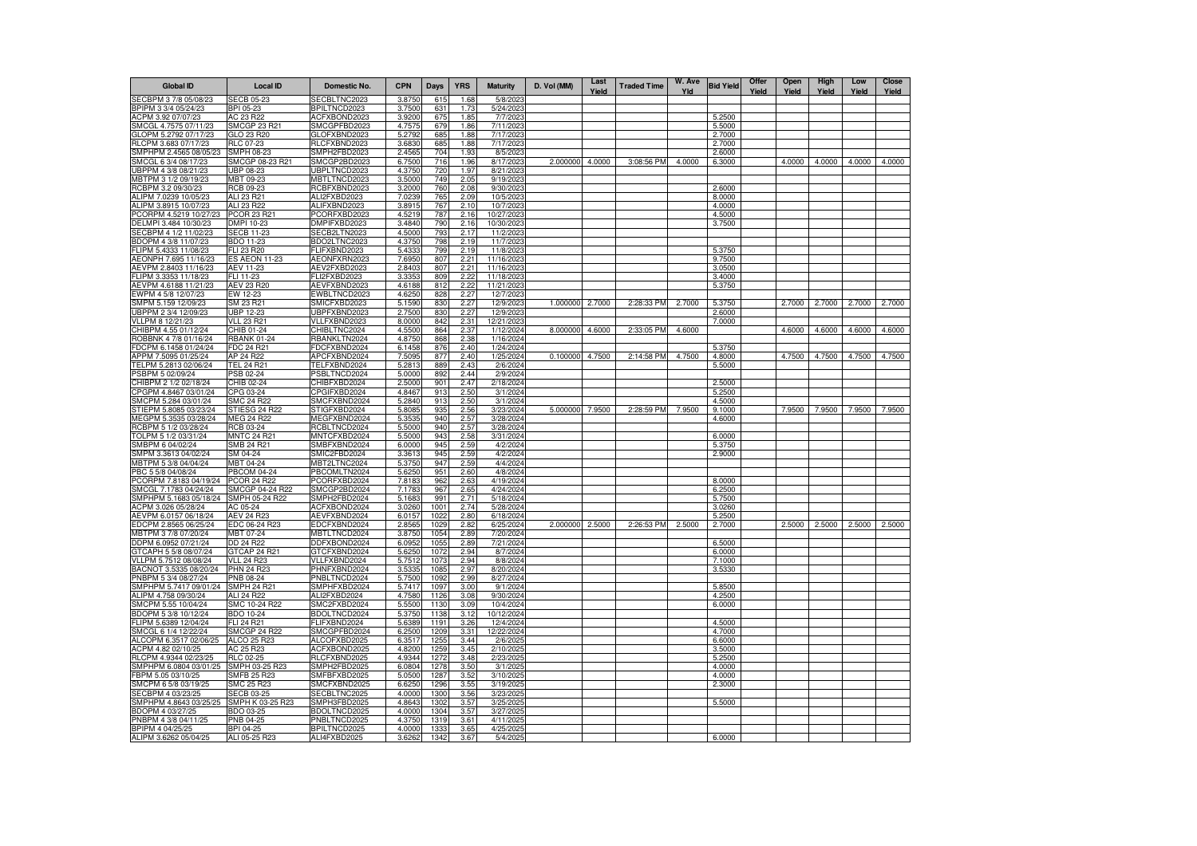| Global ID | Local ID | Domestic No. | CPN | Days | YRS | Maturity | D. Vol (MM) | Last Yield | Traded Time | W. Ave Yld | Bid Yield | Offer Yield | Open Yield | High Yield | Low Yield | Close Yield |
|---|---|---|---|---|---|---|---|---|---|---|---|---|---|---|---|---|
| SECBPM 3 7/8 05/08/23 | SECB 05-23 | SECBLTNC2023 | 3.8750 | 615 | 1.68 | 5/8/2023 | | | | | | | | | | |
| BPIPM 3 3/4 05/24/23 | BPI 05-23 | BPILTNCD2023 | 3.7500 | 631 | 1.73 | 5/24/2023 | | | | | | | | | | |
| ACPM 3.92 07/07/23 | AC 23 R22 | ACFXBOND2023 | 3.9200 | 675 | 1.85 | 7/7/2023 | | | | | 5.2500 | | | | | |
| SMCGL 4.7575 07/11/23 | SMCGP 23 R21 | SMCGPFBD2023 | 4.7575 | 679 | 1.86 | 7/11/2023 | | | | | 5.5000 | | | | | |
| GLOPM 5.2792 07/17/23 | GLO 23 R20 | GLOFXBND2023 | 5.2792 | 685 | 1.88 | 7/17/2023 | | | | | 2.7000 | | | | | |
| RLCPM 3.683 07/17/23 | RLC 07-23 | RLCFXBND2023 | 3.6830 | 685 | 1.88 | 7/17/2023 | | | | | 2.7000 | | | | | |
| SMPHPM 2.4565 08/05/23 | SMPH 08-23 | SMPH2FBD2023 | 2.4565 | 704 | 1.93 | 8/5/2023 | | | | | 2.6000 | | | | | |
| SMCGL 6 3/4 08/17/23 | SMCGP 08-23 R21 | SMCGP2BD2023 | 6.7500 | 716 | 1.96 | 8/17/2023 | 2.000000 | 4.0000 | 3:08:56 PM | 4.0000 | 6.3000 | | 4.0000 | 4.0000 | 4.0000 | 4.0000 |
| UBPPM 4 3/8 08/21/23 | UBP 08-23 | UBPLTNCD2023 | 4.3750 | 720 | 1.97 | 8/21/2023 | | | | | | | | | | |
| MBTPM 3 1/2 09/19/23 | MBT 09-23 | MBTLTNCD2023 | 3.5000 | 749 | 2.05 | 9/19/2023 | | | | | | | | | | |
| RCBPM 3.2 09/30/23 | RCB 09-23 | RCBFXBND2023 | 3.2000 | 760 | 2.08 | 9/30/2023 | | | | | 2.6000 | | | | | |
| ALIPM 7.0239 10/05/23 | ALI 23 R21 | ALI2FXBD2023 | 7.0239 | 765 | 2.09 | 10/5/2023 | | | | | 8.0000 | | | | | |
| ALIPM 3.8915 10/07/23 | ALI 23 R22 | ALIFXBND2023 | 3.8915 | 767 | 2.10 | 10/7/2023 | | | | | 4.0000 | | | | | |
| PCORPM 4.5219 10/27/23 | PCOR 23 R21 | PCORFXBD2023 | 4.5219 | 787 | 2.16 | 10/27/2023 | | | | | 4.5000 | | | | | |
| DELMPI 3.484 10/30/23 | DMPI 10-23 | DMPIFXBD2023 | 3.4840 | 790 | 2.16 | 10/30/2023 | | | | | 3.7500 | | | | | |
| SECBPM 4 1/2 11/02/23 | SECB 11-23 | SECB2LTN2023 | 4.5000 | 793 | 2.17 | 11/2/2023 | | | | | | | | | | |
| BDOPM 4 3/8 11/07/23 | BDO 11-23 | BDO2LTNC2023 | 4.3750 | 798 | 2.19 | 11/7/2023 | | | | | | | | | | |
| FLIPM 5.4333 11/08/23 | FLI 23 R20 | FLIFXBND2023 | 5.4333 | 799 | 2.19 | 11/8/2023 | | | | | 5.3750 | | | | | |
| AEONPH 7.695 11/16/23 | ES AEON 11-23 | AEONFXRN2023 | 7.6950 | 807 | 2.21 | 11/16/2023 | | | | | 9.7500 | | | | | |
| AEVPM 2.8403 11/16/23 | AEV 11-23 | AEV2FXBD2023 | 2.8403 | 807 | 2.21 | 11/16/2023 | | | | | 3.0500 | | | | | |
| FLIPM 3.3353 11/18/23 | FLI 11-23 | FLI2FXBD2023 | 3.3353 | 809 | 2.22 | 11/18/2023 | | | | | 3.4000 | | | | | |
| AEVPM 4.6188 11/21/23 | AEV 23 R20 | AEVFXBND2023 | 4.6188 | 812 | 2.22 | 11/21/2023 | | | | | 5.3750 | | | | | |
| EWPM 4 5/8 12/07/23 | EW 12-23 | EWBLTNCD2023 | 4.6250 | 828 | 2.27 | 12/7/2023 | | | | | | | | | | |
| SMPM 5.159 12/09/23 | SM 23 R21 | SMICFXBD2023 | 5.1590 | 830 | 2.27 | 12/9/2023 | 1.000000 | 2.7000 | 2:28:33 PM | 2.7000 | 5.3750 | | 2.7000 | 2.7000 | 2.7000 | 2.7000 |
| UBPPM 2 3/4 12/09/23 | UBP 12-23 | UBPFXBND2023 | 2.7500 | 830 | 2.27 | 12/9/2023 | | | | | 2.6000 | | | | | |
| VLLPM 8 12/21/23 | VLL 23 R21 | VLLFXBND2023 | 8.0000 | 842 | 2.31 | 12/21/2023 | | | | | 7.0000 | | | | | |
| CHIBPM 4.55 01/12/24 | CHIB 01-24 | CHIBLTNC2024 | 4.5500 | 864 | 2.37 | 1/12/2024 | 8.000000 | 4.6000 | 2:33:05 PM | 4.6000 | | | 4.6000 | 4.6000 | 4.6000 | 4.6000 |
| ROBBNK 4 7/8 01/16/24 | RBANK 01-24 | RBANKLTN2024 | 4.8750 | 868 | 2.38 | 1/16/2024 | | | | | | | | | | |
| FDCPM 6.1458 01/24/24 | FDC 24 R21 | FDCFXBND2024 | 6.1458 | 876 | 2.40 | 1/24/2024 | | | | | 5.3750 | | | | | |
| APPM 7.5095 01/25/24 | AP 24 R22 | APCFXBND2024 | 7.5095 | 877 | 2.40 | 1/25/2024 | 0.100000 | 4.7500 | 2:14:58 PM | 4.7500 | 4.8000 | | 4.7500 | 4.7500 | 4.7500 | 4.7500 |
| TELPM 5.2813 02/06/24 | TEL 24 R21 | TELFXBND2024 | 5.2813 | 889 | 2.43 | 2/6/2024 | | | | | 5.5000 | | | | | |
| PSBPM 5 02/09/24 | PSB 02-24 | PSBLTNCD2024 | 5.0000 | 892 | 2.44 | 2/9/2024 | | | | | | | | | | |
| CHIBPM 2 1/2 02/18/24 | CHIB 02-24 | CHIBFXBD2024 | 2.5000 | 901 | 2.47 | 2/18/2024 | | | | | 2.5000 | | | | | |
| CPGPM 4.8467 03/01/24 | CPG 03-24 | CPGIFXBD2024 | 4.8467 | 913 | 2.50 | 3/1/2024 | | | | | 5.2500 | | | | | |
| SMCPM 5.284 03/01/24 | SMC 24 R22 | SMCFXBND2024 | 5.2840 | 913 | 2.50 | 3/1/2024 | | | | | 4.5000 | | | | | |
| STIEPM 5.8085 03/23/24 | STIESG 24 R22 | STIGFXBD2024 | 5.8085 | 935 | 2.56 | 3/23/2024 | 5.000000 | 7.9500 | 2:28:59 PM | 7.9500 | 9.1000 | | 7.9500 | 7.9500 | 7.9500 | 7.9500 |
| MEGPM 5.3535 03/28/24 | MEG 24 R22 | MEGFXBND2024 | 5.3535 | 940 | 2.57 | 3/28/2024 | | | | | 4.6000 | | | | | |
| RCBPM 5 1/2 03/28/24 | RCB 03-24 | RCBLTNCD2024 | 5.5000 | 940 | 2.57 | 3/28/2024 | | | | | | | | | | |
| TOLPM 5 1/2 03/31/24 | MNTC 24 R21 | MNTCFXBD2024 | 5.5000 | 943 | 2.58 | 3/31/2024 | | | | | 6.0000 | | | | | |
| SMBPM 6 04/02/24 | SMB 24 R21 | SMBFXBND2024 | 6.0000 | 945 | 2.59 | 4/2/2024 | | | | | 5.3750 | | | | | |
| SMPM 3.3613 04/02/24 | SM 04-24 | SMIC2FBD2024 | 3.3613 | 945 | 2.59 | 4/2/2024 | | | | | 2.9000 | | | | | |
| MBTPM 5 3/8 04/04/24 | MBT 04-24 | MBT2LTNC2024 | 5.3750 | 947 | 2.59 | 4/4/2024 | | | | | | | | | | |
| PBC 5 5/8 04/08/24 | PBCOM 04-24 | PBCOMLTN2024 | 5.6250 | 951 | 2.60 | 4/8/2024 | | | | | | | | | | |
| PCORPM 7.8183 04/19/24 | PCOR 24 R22 | PCORFXBD2024 | 7.8183 | 962 | 2.63 | 4/19/2024 | | | | | 8.0000 | | | | | |
| SMCGL 7.1783 04/24/24 | SMCGP 04-24 R22 | SMCGP2BD2024 | 7.1783 | 967 | 2.65 | 4/24/2024 | | | | | 6.2500 | | | | | |
| SMPHPM 5.1683 05/18/24 | SMPH 05-24 R22 | SMPH2FBD2024 | 5.1683 | 991 | 2.71 | 5/18/2024 | | | | | 5.7500 | | | | | |
| ACPM 3.026 05/28/24 | AC 05-24 | ACFXBOND2024 | 3.0260 | 1001 | 2.74 | 5/28/2024 | | | | | 3.0260 | | | | | |
| AEVPM 6.0157 06/18/24 | AEV 24 R23 | AEVFXBND2024 | 6.0157 | 1022 | 2.80 | 6/18/2024 | | | | | 5.2500 | | | | | |
| EDCPM 2.8565 06/25/24 | EDC 06-24 R23 | EDCFXBND2024 | 2.8565 | 1029 | 2.82 | 6/25/2024 | 2.000000 | 2.5000 | 2:26:53 PM | 2.5000 | 2.7000 | | 2.5000 | 2.5000 | 2.5000 | 2.5000 |
| MBTPM 3 7/8 07/20/24 | MBT 07-24 | MBTLTNCD2024 | 3.8750 | 1054 | 2.89 | 7/20/2024 | | | | | | | | | | |
| DDPM 6.0952 07/21/24 | DD 24 R22 | DDFXBOND2024 | 6.0952 | 1055 | 2.89 | 7/21/2024 | | | | | 6.5000 | | | | | |
| GTCAPH 5 5/8 08/07/24 | GTCAP 24 R21 | GTCFXBND2024 | 5.6250 | 1072 | 2.94 | 8/7/2024 | | | | | 6.0000 | | | | | |
| VLLPM 5.7512 08/08/24 | VLL 24 R23 | VLLFXBND2024 | 5.7512 | 1073 | 2.94 | 8/8/2024 | | | | | 7.1000 | | | | | |
| BACNOT 3.5335 08/20/24 | PHN 24 R23 | PHNFXBND2024 | 3.5335 | 1085 | 2.97 | 8/20/2024 | | | | | 3.5330 | | | | | |
| PNBPM 5 3/4 08/27/24 | PNB 08-24 | PNBLTNCD2024 | 5.7500 | 1092 | 2.99 | 8/27/2024 | | | | | | | | | | |
| SMPHPM 5.7417 09/01/24 | SMPH 24 R21 | SMPHFXBD2024 | 5.7417 | 1097 | 3.00 | 9/1/2024 | | | | | 5.8500 | | | | | |
| ALIPM 4.758 09/30/24 | ALI 24 R22 | ALI2FXBD2024 | 4.7580 | 1126 | 3.08 | 9/30/2024 | | | | | 4.2500 | | | | | |
| SMCPM 5.55 10/04/24 | SMC 10-24 R22 | SMC2FXBD2024 | 5.5500 | 1130 | 3.09 | 10/4/2024 | | | | | 6.0000 | | | | | |
| BDOPM 5 3/8 10/12/24 | BDO 10-24 | BDOLTNCD2024 | 5.3750 | 1138 | 3.12 | 10/12/2024 | | | | | | | | | | |
| FLIPM 5.6389 12/04/24 | FLI 24 R21 | FLIFXBND2024 | 5.6389 | 1191 | 3.26 | 12/4/2024 | | | | | 4.5000 | | | | | |
| SMCGL 6 1/4 12/22/24 | SMCGP 24 R22 | SMCGPFBD2024 | 6.2500 | 1209 | 3.31 | 12/22/2024 | | | | | 4.7000 | | | | | |
| ALCOPM 6.3517 02/06/25 | ALCO 25 R23 | ALCOFXBD2025 | 6.3517 | 1255 | 3.44 | 2/6/2025 | | | | | 6.6000 | | | | | |
| ACPM 4.82 02/10/25 | AC 25 R23 | ACFXBOND2025 | 4.8200 | 1259 | 3.45 | 2/10/2025 | | | | | 3.5000 | | | | | |
| RLCPM 4.9344 02/23/25 | RLC 02-25 | RLCFXBND2025 | 4.9344 | 1272 | 3.48 | 2/23/2025 | | | | | 5.2500 | | | | | |
| SMPHPM 6.0804 03/01/25 | SMPH 03-25 R23 | SMPH2FBD2025 | 6.0804 | 1278 | 3.50 | 3/1/2025 | | | | | 4.0000 | | | | | |
| FBPM 5.05 03/10/25 | SMFB 25 R23 | SMFBFXBD2025 | 5.0500 | 1287 | 3.52 | 3/10/2025 | | | | | 4.0000 | | | | | |
| SMCPM 6 5/8 03/19/25 | SMC 25 R23 | SMCFXBND2025 | 6.6250 | 1296 | 3.55 | 3/19/2025 | | | | | 2.3000 | | | | | |
| SECBPM 4 03/23/25 | SECB 03-25 | SECBLTNC2025 | 4.0000 | 1300 | 3.56 | 3/23/2025 | | | | | | | | | | |
| SMPHPM 4.8643 03/25/25 | SMPH K 03-25 R23 | SMPH3FBD2025 | 4.8643 | 1302 | 3.57 | 3/25/2025 | | | | | 5.5000 | | | | | |
| BDOPM 4 03/27/25 | BDO 03-25 | BDOLTNCD2025 | 4.0000 | 1304 | 3.57 | 3/27/2025 | | | | | | | | | | |
| PNBPM 4 3/8 04/11/25 | PNB 04-25 | PNBLTNCD2025 | 4.3750 | 1319 | 3.61 | 4/11/2025 | | | | | | | | | | |
| BPIPM 4 04/25/25 | BPI 04-25 | BPILTNCD2025 | 4.0000 | 1333 | 3.65 | 4/25/2025 | | | | | | | | | | |
| ALIPM 3.6262 05/04/25 | ALI 05-25 R23 | ALI4FXBD2025 | 3.6262 | 1342 | 3.67 | 5/4/2025 | | | | | 6.0000 | | | | | |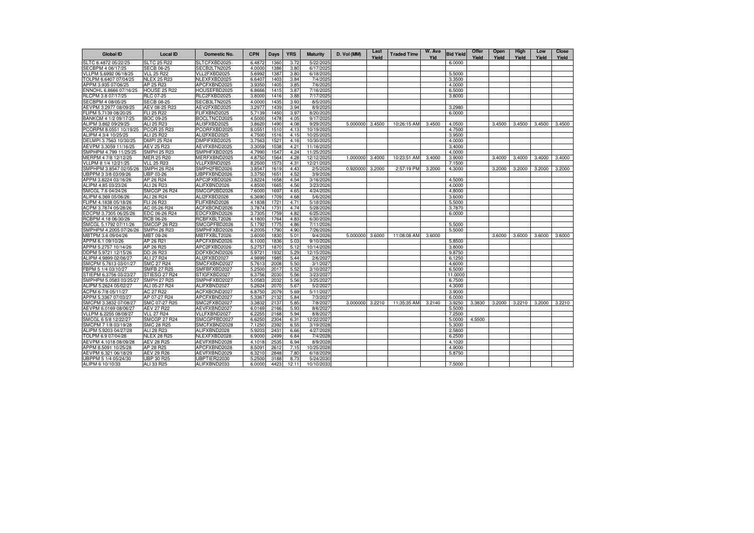| Global ID | Local ID | Domestic No. | CPN | Days | YRS | Maturity | D. Vol (MM) | Last Yield | Traded Time | W. Ave Yld | Bid Yield | Offer Yield | Open Yield | High Yield | Low Yield | Close Yield |
|---|---|---|---|---|---|---|---|---|---|---|---|---|---|---|---|---|
| SLTC 6.4872 05/22/25 | SLTC 25 R22 | SLTCFXBD2025 | 6.4872 | 1360 | 3.72 | 5/22/2025 | | | | | 6.0000 | | | | | |
| SECBPM 4 06/17/25 | SECB 06-25 | SECB2LTN2025 | 4.0000 | 1386 | 3.80 | 6/17/2025 | | | | | | | | | | |
| VLLPM 5.6992 06/18/25 | VLL 25 R22 | VLL2FXBD2025 | 5.6992 | 1387 | 3.80 | 6/18/2025 | | | | | 5.5000 | | | | | |
| TOLPM 6.6407 07/04/25 | NLEX 25 R23 | NLEXFXBD2025 | 6.6407 | 1403 | 3.84 | 7/4/2025 | | | | | 3.3500 | | | | | |
| APPM 3.935 07/06/25 | AP 25 R23 | APCFXBND2025 | 3.9350 | 1405 | 3.85 | 7/6/2025 | | | | | 4.0000 | | | | | |
| ENNOHL 6.8666 07/16/25 | HOUSE 25 R22 | HOUSEFBD2025 | 6.8666 | 1415 | 3.87 | 7/16/2025 | | | | | 6.5000 | | | | | |
| RLCPM 3.8 07/17/25 | RLC 07-25 | RLC2FXBD2025 | 3.8000 | 1416 | 3.88 | 7/17/2025 | | | | | 3.8000 | | | | | |
| SECBPM 4 08/05/25 | SECB 08-25 | SECB3LTN2025 | 4.0000 | 1435 | 3.93 | 8/5/2025 | | | | | | | | | | |
| AEVPM 3.2977 08/09/25 | AEV 08-25 R23 | AEV2FXBD2025 | 3.2977 | 1439 | 3.94 | 8/9/2025 | | | | | 3.2980 | | | | | |
| FLIPM 5.7139 08/20/25 | FLI 25 R22 | FLIFXBND2025 | 5.7139 | 1450 | 3.97 | 8/20/2025 | | | | | 6.0000 | | | | | |
| BANKCM 4 1/2 09/17/25 | BOC 09-25 | BOCLTNCD2025 | 4.5000 | 1478 | 4.05 | 9/17/2025 | | | | | | | | | | |
| ALIPM 3.862 09/29/25 | ALI 25 R23 | ALI3FXBD2025 | 3.8620 | 1490 | 4.08 | 9/29/2025 | 5.000000 | 3.4500 | 10:26:15 AM | 3.4500 | 4.0500 | | 3.4500 | 3.4500 | 3.4500 | 3.4500 |
| PCORPM 8.0551 10/19/25 | PCOR 25 R23 | PCORFXBD2025 | 8.0551 | 1510 | 4.13 | 10/19/2025 | | | | | 4.7500 | | | | | |
| ALIPM 4 3/4 10/25/25 | ALI 25 R22 | ALI2FXBD2025 | 4.7500 | 1516 | 4.15 | 10/25/2025 | | | | | 3.9500 | | | | | |
| DELMPI 3.7563 10/30/25 | DMPI 25 R24 | DMPIFXBD2025 | 3.7563 | 1521 | 4.16 | 10/30/2025 | | | | | 4.0000 | | | | | |
| AEVPM 3.3059 11/16/25 | AEV 25 R23 | AEVFXBND2025 | 3.3059 | 1538 | 4.21 | 11/16/2025 | | | | | 3.4000 | | | | | |
| SMPHPM 4.799 11/25/25 | SMPH 25 R23 | SMPHFXBD2025 | 4.7990 | 1547 | 4.24 | 11/25/2025 | | | | | 4.0000 | | | | | |
| MERPM 4 7/8 12/12/25 | MER 25 R20 | MERFXBND2025 | 4.8750 | 1564 | 4.28 | 12/12/2025 | 1.000000 | 3.4000 | 10:23:51 AM | 3.4000 | 3.9000 | | 3.4000 | 3.4000 | 3.4000 | 3.4000 |
| VLLPM 8 1/4 12/21/25 | VLL 25 R23 | VLLFXBND2025 | 8.2500 | 1573 | 4.31 | 12/21/2025 | | | | | 7.1500 | | | | | |
| SMPHPM 3.8547 02/05/26 | SMPH 26 R24 | SMPH2FBD2026 | 3.8547 | 1619 | 4.43 | 2/5/2026 | 0.920000 | 3.2000 | 2:57:19 PM | 3.2000 | 4.3000 | | 3.2000 | 3.2000 | 3.2000 | 3.2000 |
| UBPPM 3 3/8 03/09/26 | UBP 03-26 | UBPFXBND2026 | 3.3750 | 1651 | 4.52 | 3/9/2026 | | | | | | | | | | |
| APPM 3.8224 03/16/26 | AP 26 R24 | APC3FXBD2026 | 3.8224 | 1658 | 4.54 | 3/16/2026 | | | | | 4.5000 | | | | | |
| ALIPM 4.85 03/23/26 | ALI 26 R23 | ALIFXBND2026 | 4.8500 | 1665 | 4.56 | 3/23/2026 | | | | | 4.0000 | | | | | |
| SMCGL 7.6 04/24/26 | SMCGP 26 R24 | SMCGP2BD2026 | 7.6000 | 1697 | 4.65 | 4/24/2026 | | | | | 4.8000 | | | | | |
| ALIPM 6.369 05/06/26 | ALI 26 R24 | ALI2FXBD2026 | 6.3690 | 1709 | 4.68 | 5/6/2026 | | | | | 3.6000 | | | | | |
| FLIPM 4.1838 05/18/26 | FLI 26 R23 | FLIFXBND2026 | 4.1838 | 1721 | 4.71 | 5/18/2026 | | | | | 5.5000 | | | | | |
| ACPM 3.7874 05/28/26 | AC 05-26 R24 | ACFXBOND2026 | 3.7874 | 1731 | 4.74 | 5/28/2026 | | | | | 3.7870 | | | | | |
| EDCPM 3.7305 06/25/26 | EDC 06-26 R24 | EDCFXBND2026 | 3.7305 | 1759 | 4.82 | 6/25/2026 | | | | | 6.0000 | | | | | |
| RCBPM 4.18 06/30/26 | RCB 06-26 | RCBFXBLT2026 | 4.1800 | 1764 | 4.83 | 6/30/2026 | | | | | | | | | | |
| SMCGL 5.1792 07/11/26 | SMCGP 26 R23 | SMCGPFBD2026 | 5.1792 | 1775 | 4.86 | 7/11/2026 | | | | | 5.5000 | | | | | |
| SMPHPM 4.2005 07/26/26 | SMPH 26 R23 | SMPHFXBD2026 | 4.2005 | 1790 | 4.90 | 7/26/2026 | | | | | 5.5000 | | | | | |
| MBTPM 3.6 09/04/26 | MBT 09-26 | MBTFXBLT2026 | 3.6000 | 1830 | 5.01 | 9/4/2026 | 5.000000 | 3.6000 | 11:08:08 AM | 3.6000 | | | 3.6000 | 3.6000 | 3.6000 | 3.6000 |
| APPM 6.1 09/10/26 | AP 26 R21 | APCFXBND2026 | 6.1000 | 1836 | 5.03 | 9/10/2026 | | | | | 5.8500 | | | | | |
| APPM 5.2757 10/14/26 | AP 26 R25 | APC2FXBD2026 | 5.2757 | 1870 | 5.12 | 10/14/2026 | | | | | 3.8000 | | | | | |
| DDPM 5.9721 12/15/26 | DD 26 R23 | DDFXBOND2026 | 5.9721 | 1932 | 5.29 | 12/15/2026 | | | | | 9.8750 | | | | | |
| ALIPM 4.9899 02/06/27 | ALI 27 R24 | ALI2FXBD2027 | 4.9899 | 1985 | 5.44 | 2/6/2027 | | | | | 6.1250 | | | | | |
| SMCPM 5.7613 03/01/27 | SMC 27 R24 | SMCFXBND2027 | 5.7613 | 2008 | 5.50 | 3/1/2027 | | | | | 4.6000 | | | | | |
| FBPM 5 1/4 03/10/27 | SMFB 27 R25 | SMFBFXBD2027 | 5.2500 | 2017 | 5.52 | 3/10/2027 | | | | | 6.5000 | | | | | |
| STIEPM 6.3756 03/23/27 | STIESG 27 R24 | STIGFXBD2027 | 6.3756 | 2030 | 5.56 | 3/23/2027 | | | | | 11.0000 | | | | | |
| SMPHPM 5.0583 03/25/27 | SMPH 27 R25 | SMPHFXBD2027 | 5.0583 | 2032 | 5.56 | 3/25/2027 | | | | | 6.7500 | | | | | |
| ALIPM 5.2624 05/02/27 | ALI 05-27 R24 | ALIFXBND2027 | 5.2624 | 2070 | 5.67 | 5/2/2027 | | | | | 4.3000 | | | | | |
| ACPM 6 7/8 05/11/27 | AC 27 R22 | ACFXBOND2027 | 6.8750 | 2079 | 5.69 | 5/11/2027 | | | | | 3.9000 | | | | | |
| APPM 5.3367 07/03/27 | AP 07-27 R24 | APCFXBND2027 | 5.3367 | 2132 | 5.84 | 7/3/2027 | | | | | 6.0000 | | | | | |
| SMCPM 3.3832 07/08/27 | SMC 07-27 R25 | SMC2FXBD2027 | 3.3832 | 2137 | 5.85 | 7/8/2027 | 3.000000 | 3.2210 | 11:35:35 AM | 3.2140 | 3.9250 | 3.3830 | 3.2000 | 3.2210 | 3.2000 | 3.2210 |
| AEVPM 6.0169 08/06/27 | AEV 27 R22 | AEVFXBND2027 | 6.0169 | 2166 | 5.93 | 8/6/2027 | | | | | 5.5000 | | | | | |
| VLLPM 6.2255 08/08/27 | VLL 27 R24 | VLLFXBND2027 | 6.2255 | 2168 | 5.94 | 8/8/2027 | | | | | 7.2500 | | | | | |
| SMCGL 6 5/8 12/22/27 | SMCGP 27 R24 | SMCGPFBD2027 | 6.6250 | 2304 | 6.31 | 12/22/2027 | | | | | 5.0000 | 4.5500 | | | | |
| SMCPM 7 1/8 03/19/28 | SMC 28 R25 | SMCFXBND2028 | 7.1250 | 2392 | 6.55 | 3/19/2028 | | | | | 5.3000 | | | | | |
| ALIPM 5.9203 04/27/28 | ALI 28 R23 | ALIFXBND2028 | 5.9203 | 2431 | 6.66 | 4/27/2028 | | | | | 2.5800 | | | | | |
| TOLPM 6.9 07/04/28 | NLEX 28 R25 | NLEXFXBD2028 | 6.9000 | 2499 | 6.84 | 7/4/2028 | | | | | 6.2500 | | | | | |
| AEVPM 4.1018 08/09/28 | AEV 28 R25 | AEVFXBND2028 | 4.1018 | 2535 | 6.94 | 8/9/2028 | | | | | 4.1020 | | | | | |
| APPM 8.5091 10/25/28 | AP 28 R25 | APCFXBND2028 | 8.5091 | 2612 | 7.15 | 10/25/2028 | | | | | 4.9000 | | | | | |
| AEVPM 6.321 06/18/29 | AEV 29 R26 | AEVFXBND2029 | 6.3210 | 2848 | 7.80 | 6/18/2029 | | | | | 5.8750 | | | | | |
| UBPPM 5 1/4 05/24/30 | UBP 30 R25 | UBPTIER22030 | 5.2500 | 3188 | 8.73 | 5/24/2030 | | | | | | | | | | |
| ALIPM 6 10/10/33 | ALI 33 R25 | ALIFXBND2033 | 6.0000 | 4423 | 12.11 | 10/10/2033 | | | | | 7.5000 | | | | | |